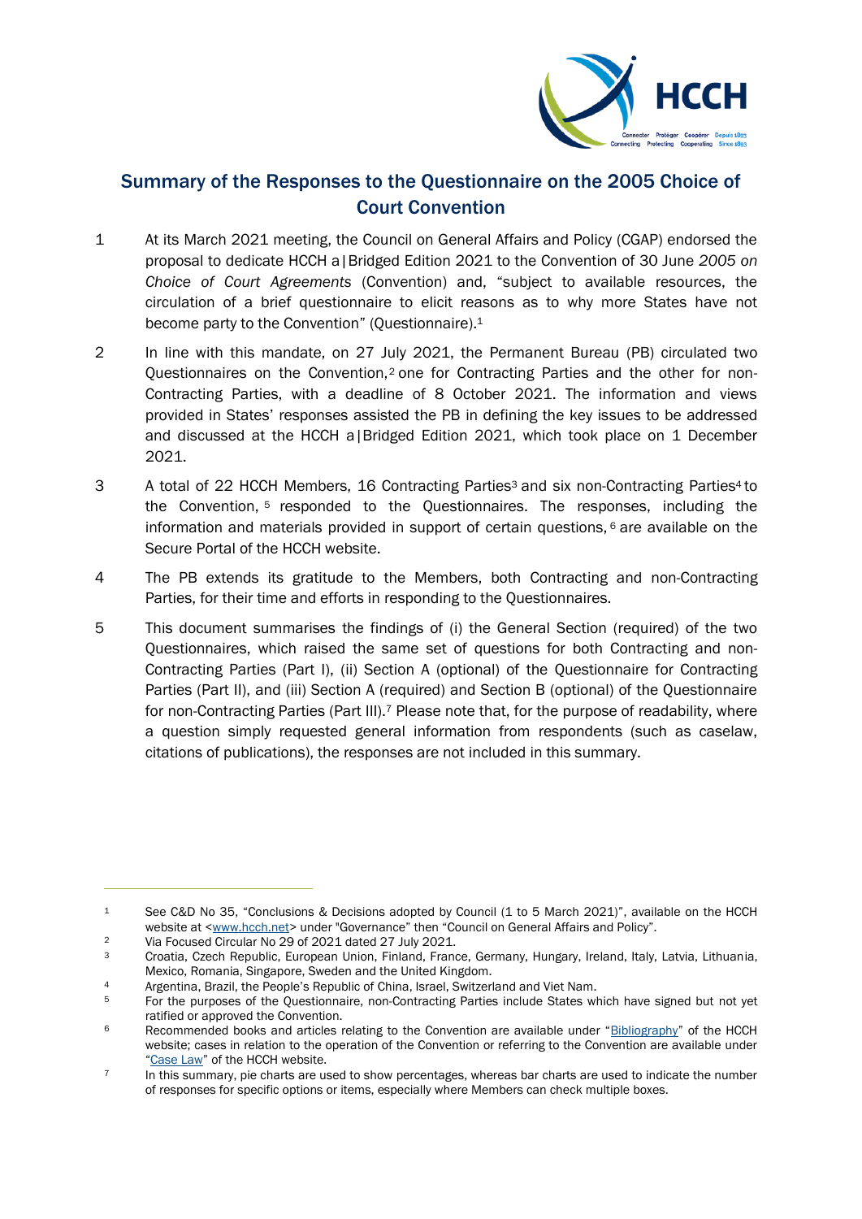# Summary of the Responses to the Questionnaire on the 2005 Choice of Court Convention

1 At its March 2021 meeting, the Council on General Affairs and Policy (CGAP) endorsed the proposal to dedicate HCCH a|Bridged Edition 2021 to the Convention of 30 June *2005 on Choice of Court Agreements* (Convention) and, "subject to available resources, the circulation of a brief questionnaire to elicit reasons as to why more States have not become party to the Convention" (Questionnaire).[1]

2 In line with this mandate, on 27 July 2021, the Permanent Bureau (PB) circulated two Questionnaires on the Convention,[2] one for Contracting Parties and the other for non-Contracting Parties, with a deadline of 8 October 2021. The information and views provided in States' responses assisted the PB in defining the key issues to be addressed and discussed at the HCCH a|Bridged Edition 2021, which took place on 1 December 2021.

3 A total of 22 HCCH Members, 16 Contracting Parties[3] and six non-Contracting Parties[4] to the Convention,[5] responded to the Questionnaires. The responses, including the information and materials provided in support of certain questions,[6] are available on the Secure Portal of the HCCH website.

4 The PB extends its gratitude to the Members, both Contracting and non-Contracting Parties, for their time and efforts in responding to the Questionnaires.

5 This document summarises the findings of (i) the General Section (required) of the two Questionnaires, which raised the same set of questions for both Contracting and non-Contracting Parties (Part I), (ii) Section A (optional) of the Questionnaire for Contracting Parties (Part II), and (iii) Section A (required) and Section B (optional) of the Questionnaire for non-Contracting Parties (Part III).[7] Please note that, for the purpose of readability, where a question simply requested general information from respondents (such as caselaw, citations of publications), the responses are not included in this summary.

---

[1] See C&D No 35, "Conclusions & Decisions adopted by Council (1 to 5 March 2021)", available on the HCCH website at <www.hcch.net> under "Governance" then "Council on General Affairs and Policy".

[2] Via Focused Circular No 29 of 2021 dated 27 July 2021.

[3] Croatia, Czech Republic, European Union, Finland, France, Germany, Hungary, Ireland, Italy, Latvia, Lithuania, Mexico, Romania, Singapore, Sweden and the United Kingdom.

[4] Argentina, Brazil, the People's Republic of China, Israel, Switzerland and Viet Nam.

[5] For the purposes of the Questionnaire, non-Contracting Parties include States which have signed but not yet ratified or approved the Convention.

[6] Recommended books and articles relating to the Convention are available under "Bibliography" of the HCCH website; cases in relation to the operation of the Convention or referring to the Convention are available under "Case Law" of the HCCH website.

[7] In this summary, pie charts are used to show percentages, whereas bar charts are used to indicate the number of responses for specific options or items, especially where Members can check multiple boxes.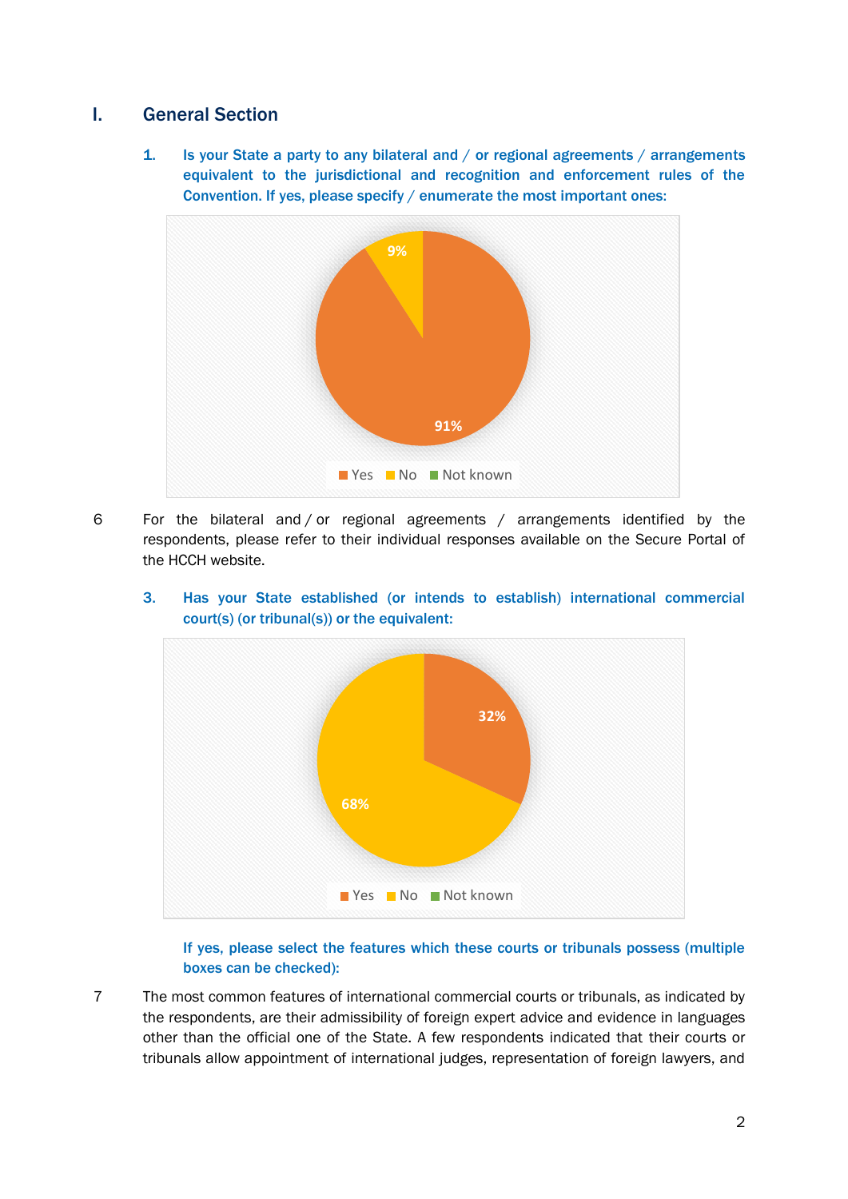## I. General Section

**1. Is your State a party to any bilateral and / or regional agreements / arrangements equivalent to the jurisdictional and recognition and enforcement rules of the Convention. If yes, please specify / enumerate the most important ones:**

9%

91%

Yes No Not known

6 For the bilateral and / or regional agreements / arrangements identified by the respondents, please refer to their individual responses available on the Secure Portal of the HCCH website.

**3. Has your State established (or intends to establish) international commercial court(s) (or tribunal(s)) or the equivalent:**

32%

68%

Yes No Not known

**If yes, please select the features which these courts or tribunals possess (multiple boxes can be checked):**

7 The most common features of international commercial courts or tribunals, as indicated by the respondents, are their admissibility of foreign expert advice and evidence in languages other than the official one of the State. A few respondents indicated that their courts or tribunals allow appointment of international judges, representation of foreign lawyers, and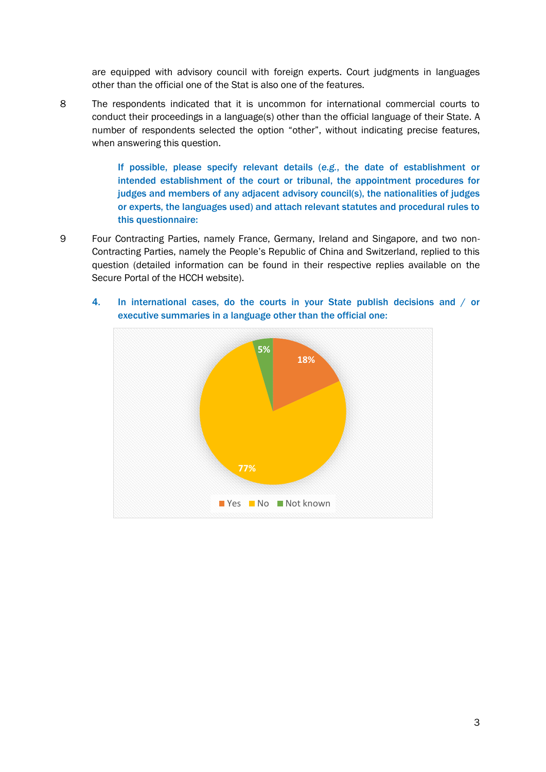are equipped with advisory council with foreign experts. Court judgments in languages other than the official one of the Stat is also one of the features.

8 The respondents indicated that it is uncommon for international commercial courts to conduct their proceedings in a language(s) other than the official language of their State. A number of respondents selected the option "other", without indicating precise features, when answering this question.

**If possible, please specify relevant details (*e.g.*, the date of establishment or intended establishment of the court or tribunal, the appointment procedures for judges and members of any adjacent advisory council(s), the nationalities of judges or experts, the languages used) and attach relevant statutes and procedural rules to this questionnaire:**

9 Four Contracting Parties, namely France, Germany, Ireland and Singapore, and two non-Contracting Parties, namely the People's Republic of China and Switzerland, replied to this question (detailed information can be found in their respective replies available on the Secure Portal of the HCCH website).

**4. In international cases, do the courts in your State publish decisions and / or executive summaries in a language other than the official one:**

| Response | Percentage |
|---|---|
| Yes | 18% |
| No | 77% |
| Not known | 5% |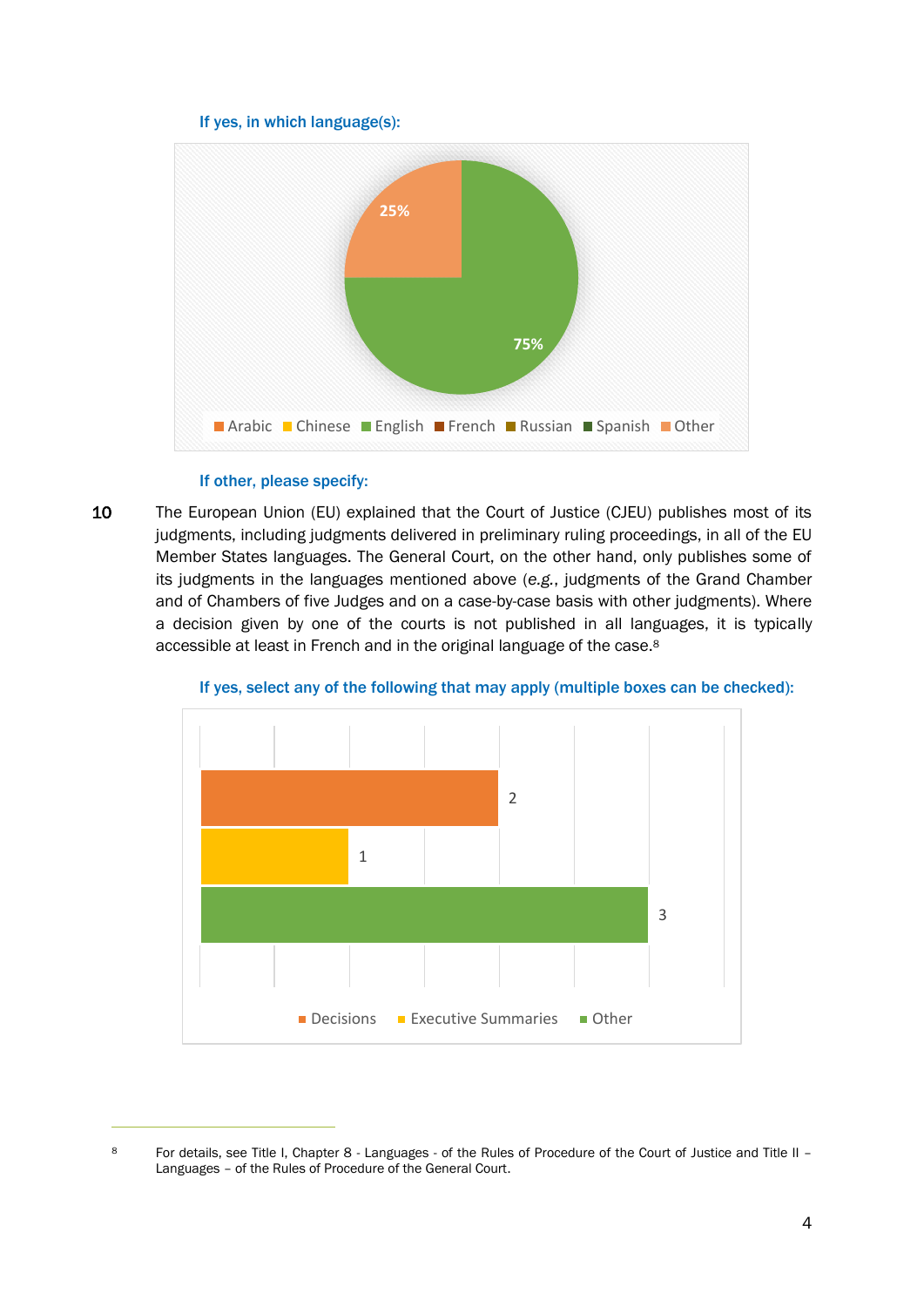**If yes, in which language(s):**

25%

75%

Arabic Chinese English French Russian Spanish Other

**If other, please specify:**

10 The European Union (EU) explained that the Court of Justice (CJEU) publishes most of its judgments, including judgments delivered in preliminary ruling proceedings, in all of the EU Member States languages. The General Court, on the other hand, only publishes some of its judgments in the languages mentioned above (*e.g.*, judgments of the Grand Chamber and of Chambers of five Judges and on a case-by-case basis with other judgments). Where a decision given by one of the courts is not published in all languages, it is typically accessible at least in French and in the original language of the case.[8]

**If yes, select any of the following that may apply (multiple boxes can be checked):**

2

1

3

Decisions Executive Summaries Other

---

[8] For details, see Title I, Chapter 8 - Languages - of the Rules of Procedure of the Court of Justice and Title II – Languages – of the Rules of Procedure of the General Court.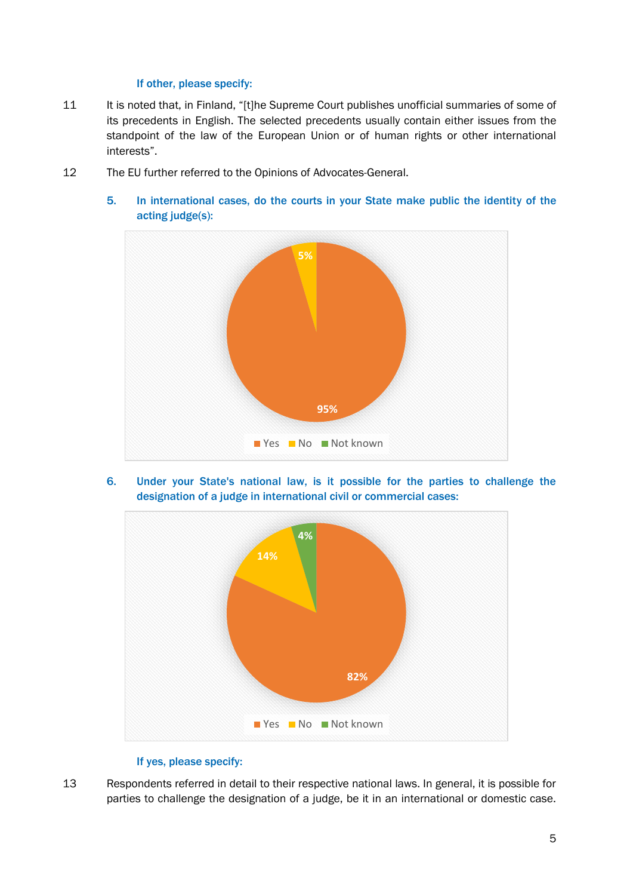If other, please specify:

11 It is noted that, in Finland, "[t]he Supreme Court publishes unofficial summaries of some of its precedents in English. The selected precedents usually contain either issues from the standpoint of the law of the European Union or of human rights or other international interests".

12 The EU further referred to the Opinions of Advocates-General.

5. In international cases, do the courts in your State make public the identity of the acting judge(s):

| Yes | No | Not known |
|---|---|---|
| 95% | 5% | |

6. Under your State's national law, is it possible for the parties to challenge the designation of a judge in international civil or commercial cases:

| Yes | No | Not known |
|---|---|---|
| 82% | 14% | 4% |

If yes, please specify:

13 Respondents referred in detail to their respective national laws. In general, it is possible for parties to challenge the designation of a judge, be it in an international or domestic case.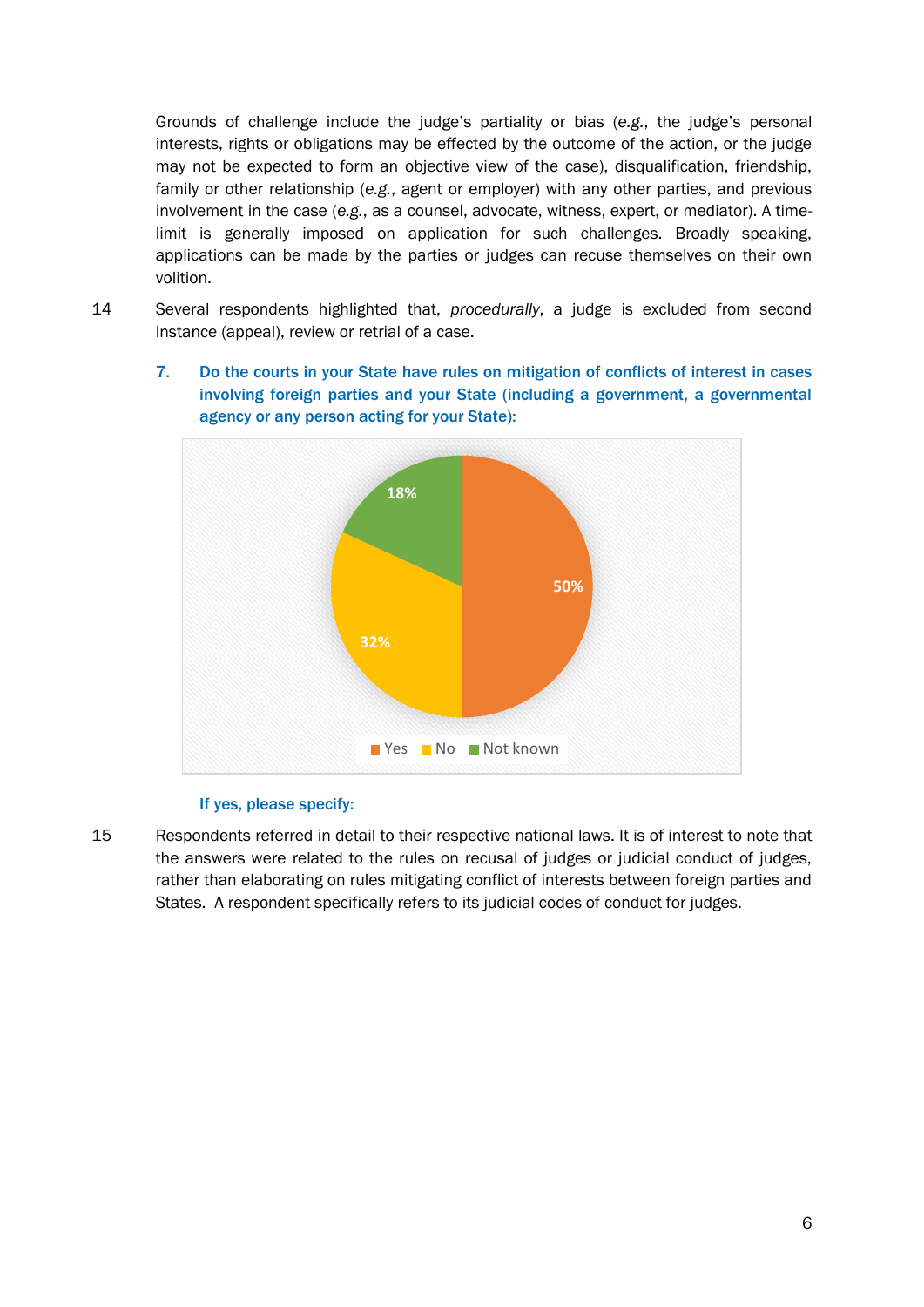Grounds of challenge include the judge's partiality or bias (*e.g.*, the judge's personal interests, rights or obligations may be effected by the outcome of the action, or the judge may not be expected to form an objective view of the case), disqualification, friendship, family or other relationship (*e.g.*, agent or employer) with any other parties, and previous involvement in the case (*e.g.*, as a counsel, advocate, witness, expert, or mediator). A time-limit is generally imposed on application for such challenges. Broadly speaking, applications can be made by the parties or judges can recuse themselves on their own volition.

14 Several respondents highlighted that, *procedurally*, a judge is excluded from second instance (appeal), review or retrial of a case.

**7. Do the courts in your State have rules on mitigation of conflicts of interest in cases involving foreign parties and your State (including a government, a governmental agency or any person acting for your State):**

| Response | Percentage |
|---|---|
| Yes | 50% |
| No | 32% |
| Not known | 18% |

**If yes, please specify:**

15 Respondents referred in detail to their respective national laws. It is of interest to note that the answers were related to the rules on recusal of judges or judicial conduct of judges, rather than elaborating on rules mitigating conflict of interests between foreign parties and States. A respondent specifically refers to its judicial codes of conduct for judges.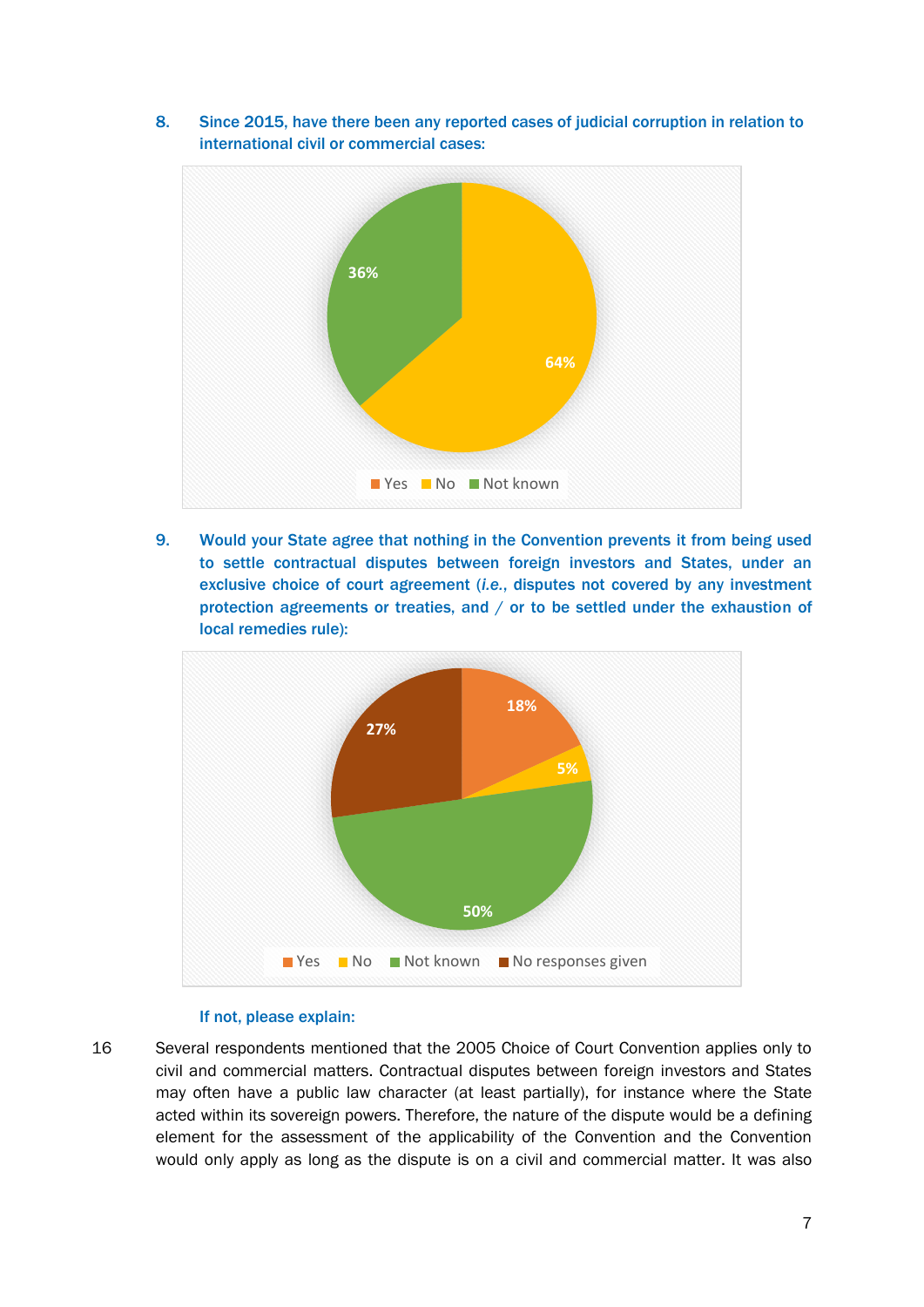8. **Since 2015, have there been any reported cases of judicial corruption in relation to international civil or commercial cases:**

36%

64%

Yes No Not known

9. **Would your State agree that nothing in the Convention prevents it from being used to settle contractual disputes between foreign investors and States, under an exclusive choice of court agreement (*i.e.*, disputes not covered by any investment protection agreements or treaties, and / or to be settled under the exhaustion of local remedies rule):**

18%

5%

27%

50%

Yes No Not known No responses given

**If not, please explain:**

16 Several respondents mentioned that the 2005 Choice of Court Convention applies only to civil and commercial matters. Contractual disputes between foreign investors and States may often have a public law character (at least partially), for instance where the State acted within its sovereign powers. Therefore, the nature of the dispute would be a defining element for the assessment of the applicability of the Convention and the Convention would only apply as long as the dispute is on a civil and commercial matter. It was also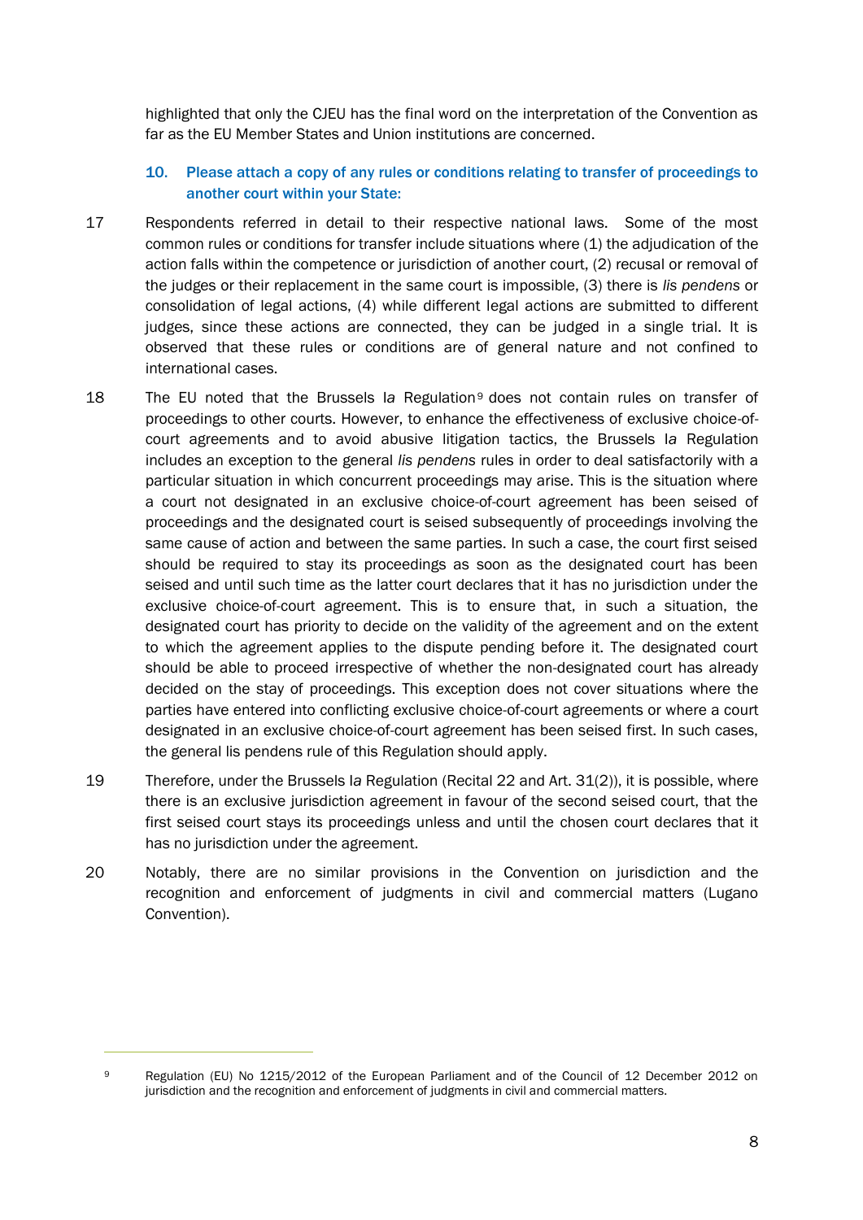highlighted that only the CJEU has the final word on the interpretation of the Convention as far as the EU Member States and Union institutions are concerned.

### 10. Please attach a copy of any rules or conditions relating to transfer of proceedings to another court within your State:

17 Respondents referred in detail to their respective national laws. Some of the most common rules or conditions for transfer include situations where (1) the adjudication of the action falls within the competence or jurisdiction of another court, (2) recusal or removal of the judges or their replacement in the same court is impossible, (3) there is *lis pendens* or consolidation of legal actions, (4) while different legal actions are submitted to different judges, since these actions are connected, they can be judged in a single trial. It is observed that these rules or conditions are of general nature and not confined to international cases.

18 The EU noted that the Brussels I*a* Regulation[9] does not contain rules on transfer of proceedings to other courts. However, to enhance the effectiveness of exclusive choice-of-court agreements and to avoid abusive litigation tactics, the Brussels I*a* Regulation includes an exception to the general *lis pendens* rules in order to deal satisfactorily with a particular situation in which concurrent proceedings may arise. This is the situation where a court not designated in an exclusive choice-of-court agreement has been seised of proceedings and the designated court is seised subsequently of proceedings involving the same cause of action and between the same parties. In such a case, the court first seised should be required to stay its proceedings as soon as the designated court has been seised and until such time as the latter court declares that it has no jurisdiction under the exclusive choice-of-court agreement. This is to ensure that, in such a situation, the designated court has priority to decide on the validity of the agreement and on the extent to which the agreement applies to the dispute pending before it. The designated court should be able to proceed irrespective of whether the non-designated court has already decided on the stay of proceedings. This exception does not cover situations where the parties have entered into conflicting exclusive choice-of-court agreements or where a court designated in an exclusive choice-of-court agreement has been seised first. In such cases, the general lis pendens rule of this Regulation should apply.

19 Therefore, under the Brussels I*a* Regulation (Recital 22 and Art. 31(2)), it is possible, where there is an exclusive jurisdiction agreement in favour of the second seised court, that the first seised court stays its proceedings unless and until the chosen court declares that it has no jurisdiction under the agreement.

20 Notably, there are no similar provisions in the Convention on jurisdiction and the recognition and enforcement of judgments in civil and commercial matters (Lugano Convention).

---

[9] Regulation (EU) No 1215/2012 of the European Parliament and of the Council of 12 December 2012 on jurisdiction and the recognition and enforcement of judgments in civil and commercial matters.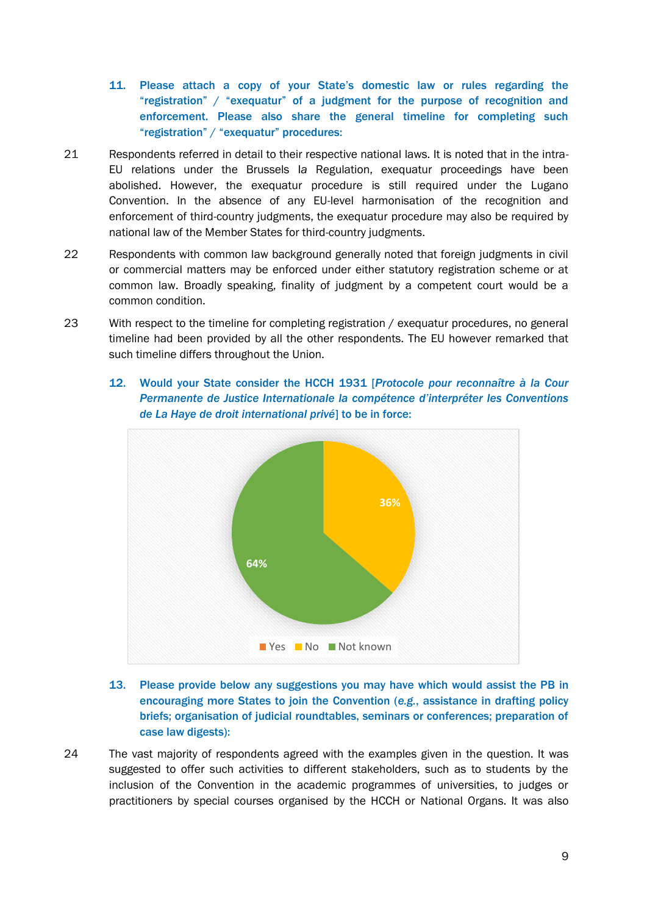**11. Please attach a copy of your State's domestic law or rules regarding the "registration" / "exequatur" of a judgment for the purpose of recognition and enforcement. Please also share the general timeline for completing such "registration" / "exequatur" procedures:**

21 Respondents referred in detail to their respective national laws. It is noted that in the intra-EU relations under the Brussels I*a* Regulation, exequatur proceedings have been abolished. However, the exequatur procedure is still required under the Lugano Convention. In the absence of any EU-level harmonisation of the recognition and enforcement of third-country judgments, the exequatur procedure may also be required by national law of the Member States for third-country judgments.

22 Respondents with common law background generally noted that foreign judgments in civil or commercial matters may be enforced under either statutory registration scheme or at common law. Broadly speaking, finality of judgment by a competent court would be a common condition.

23 With respect to the timeline for completing registration / exequatur procedures, no general timeline had been provided by all the other respondents. The EU however remarked that such timeline differs throughout the Union.

**12. Would your State consider the HCCH 1931 [*Protocole pour reconnaître à la Cour Permanente de Justice Internationale la compétence d'interpréter les Conventions de La Haye de droit international privé*] to be in force:**

36%

64%

Yes No Not known

**13. Please provide below any suggestions you may have which would assist the PB in encouraging more States to join the Convention (e.g., assistance in drafting policy briefs; organisation of judicial roundtables, seminars or conferences; preparation of case law digests):**

24 The vast majority of respondents agreed with the examples given in the question. It was suggested to offer such activities to different stakeholders, such as to students by the inclusion of the Convention in the academic programmes of universities, to judges or practitioners by special courses organised by the HCCH or National Organs. It was also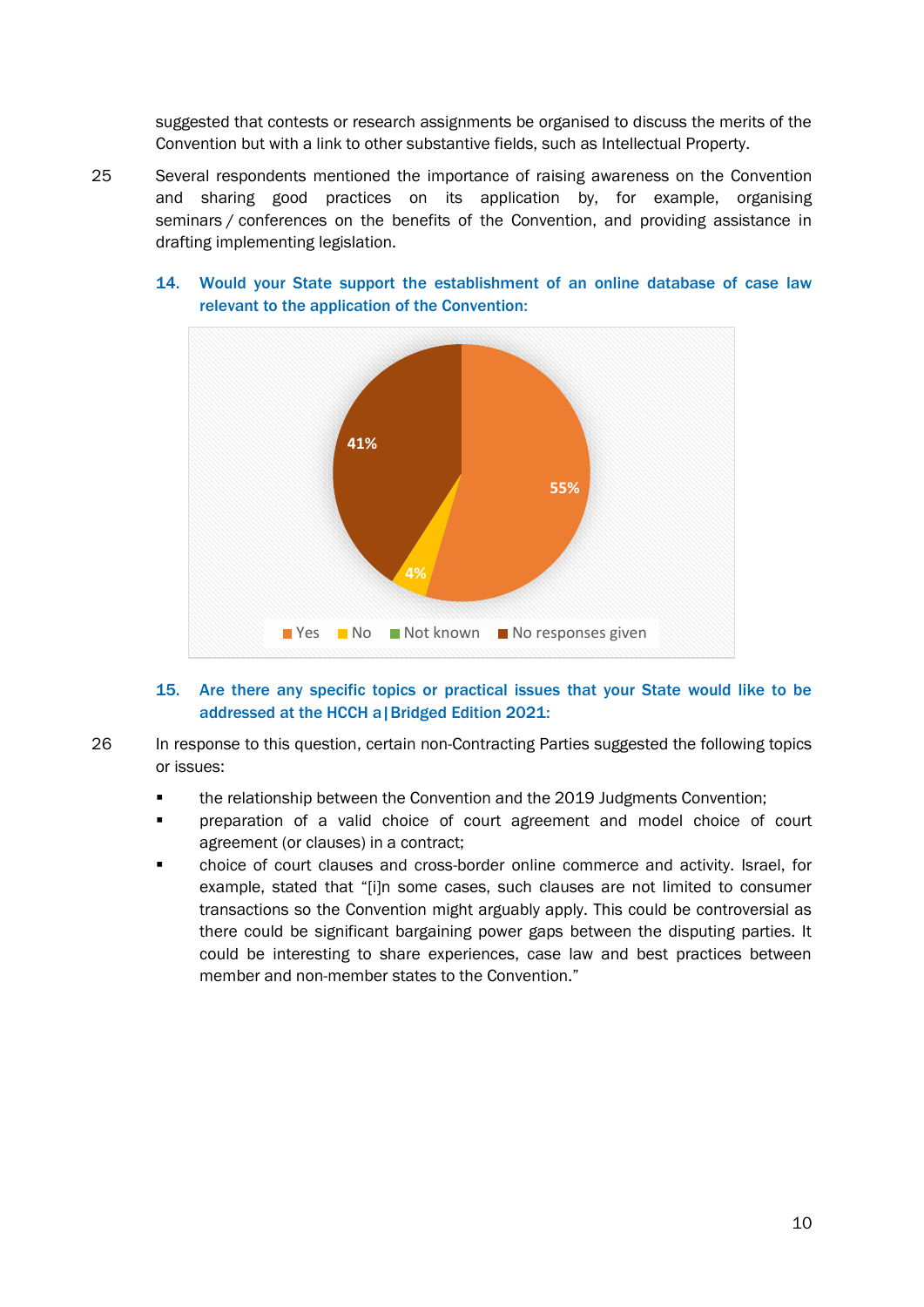suggested that contests or research assignments be organised to discuss the merits of the Convention but with a link to other substantive fields, such as Intellectual Property.

25 Several respondents mentioned the importance of raising awareness on the Convention and sharing good practices on its application by, for example, organising seminars / conferences on the benefits of the Convention, and providing assistance in drafting implementing legislation.

### 14. Would your State support the establishment of an online database of case law relevant to the application of the Convention:

41%

55%

4%

Yes No Not known No responses given

### 15. Are there any specific topics or practical issues that your State would like to be addressed at the HCCH a|Bridged Edition 2021:

26 In response to this question, certain non-Contracting Parties suggested the following topics or issues:

- the relationship between the Convention and the 2019 Judgments Convention;
- preparation of a valid choice of court agreement and model choice of court agreement (or clauses) in a contract;
- choice of court clauses and cross-border online commerce and activity. Israel, for example, stated that "[i]n some cases, such clauses are not limited to consumer transactions so the Convention might arguably apply. This could be controversial as there could be significant bargaining power gaps between the disputing parties. It could be interesting to share experiences, case law and best practices between member and non-member states to the Convention."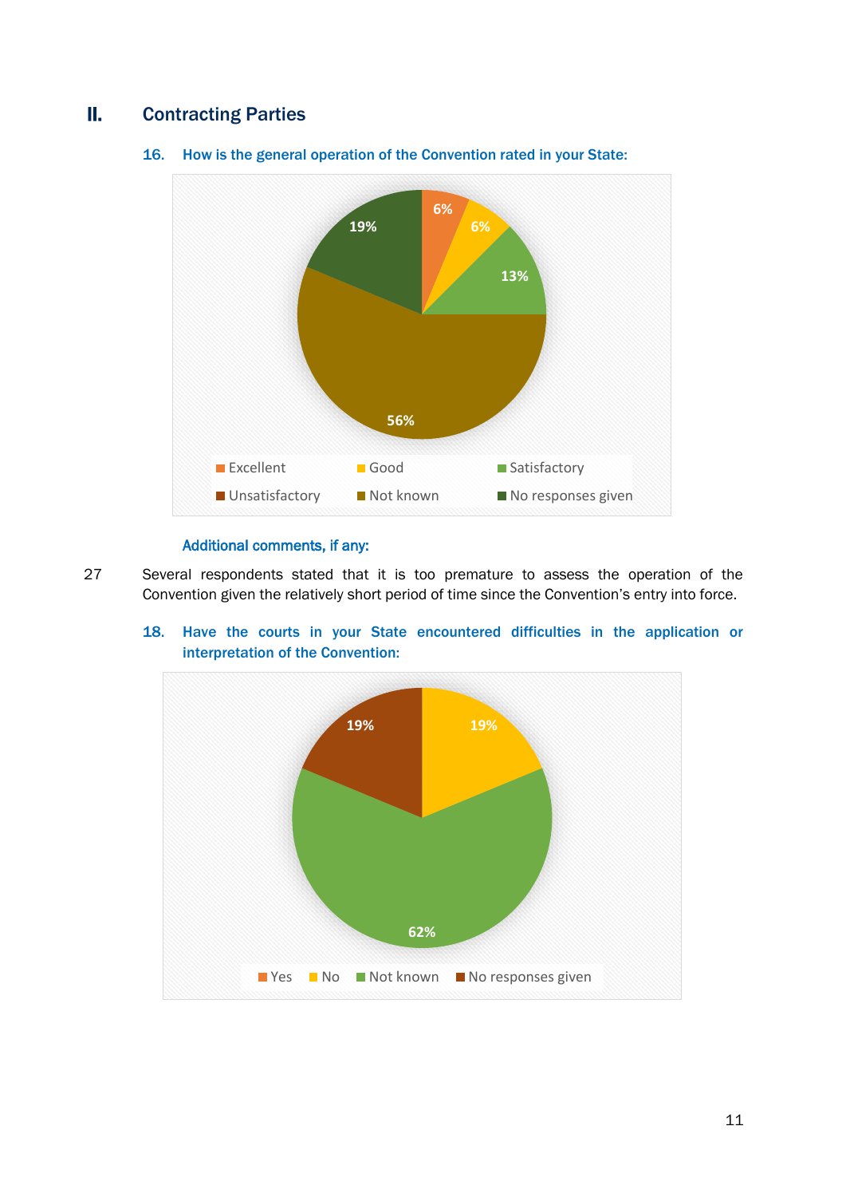## II. Contracting Parties

### 16. How is the general operation of the Convention rated in your State:

Excellent 6%; Good 6%; Satisfactory 13%; Unsatisfactory; Not known 56%; No responses given 19%

Additional comments, if any:

27 Several respondents stated that it is too premature to assess the operation of the Convention given the relatively short period of time since the Convention's entry into force.

### 18. Have the courts in your State encountered difficulties in the application or interpretation of the Convention:

Yes; No 19%; Not known 62%; No responses given 19%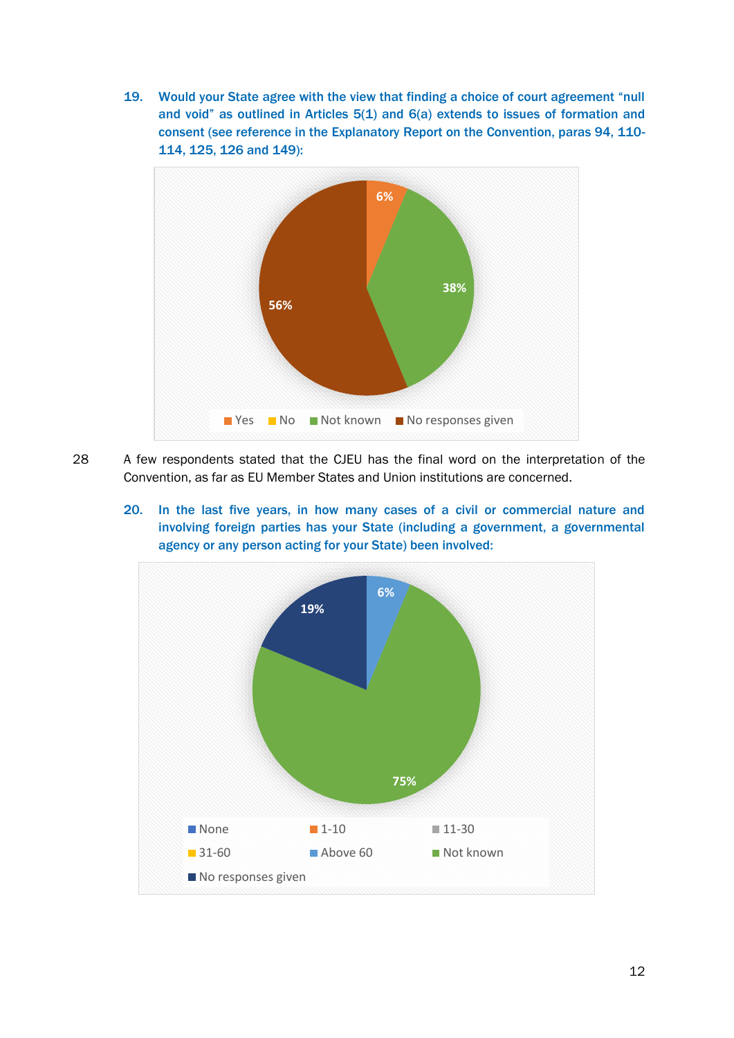19. **Would your State agree with the view that finding a choice of court agreement "null and void" as outlined in Articles 5(1) and 6(a) extends to issues of formation and consent (see reference in the Explanatory Report on the Convention, paras 94, 110-114, 125, 126 and 149):**

28 A few respondents stated that the CJEU has the final word on the interpretation of the Convention, as far as EU Member States and Union institutions are concerned.

20. **In the last five years, in how many cases of a civil or commercial nature and involving foreign parties has your State (including a government, a governmental agency or any person acting for your State) been involved:**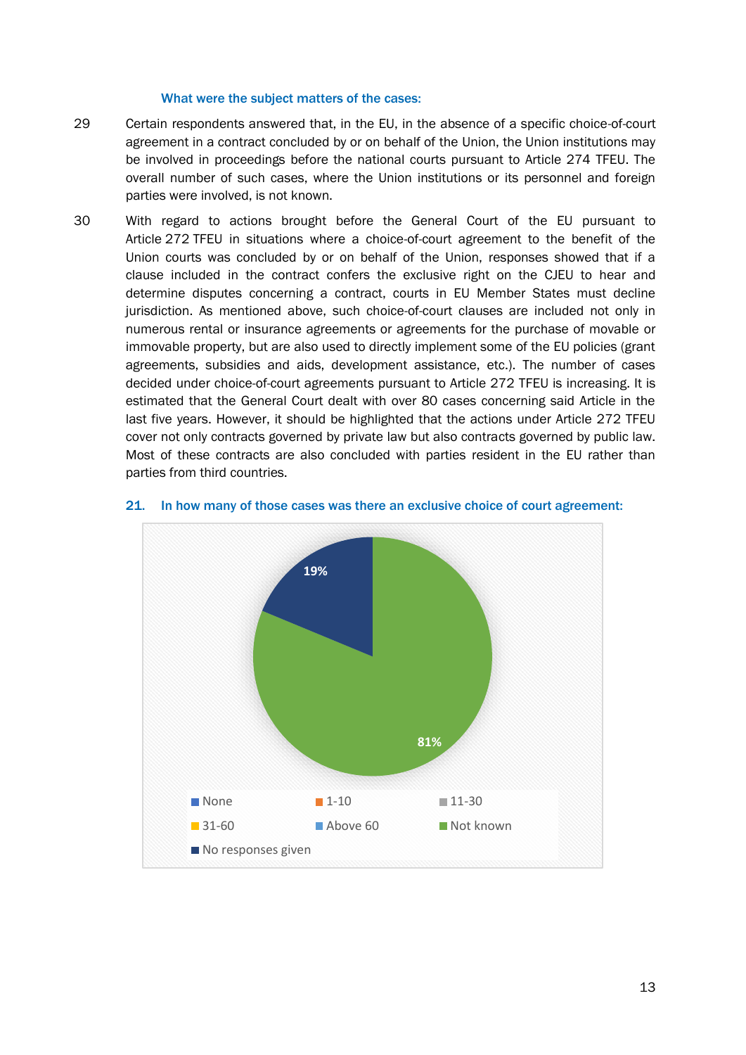### What were the subject matters of the cases:

29 Certain respondents answered that, in the EU, in the absence of a specific choice-of-court agreement in a contract concluded by or on behalf of the Union, the Union institutions may be involved in proceedings before the national courts pursuant to Article 274 TFEU. The overall number of such cases, where the Union institutions or its personnel and foreign parties were involved, is not known.

30 With regard to actions brought before the General Court of the EU pursuant to Article 272 TFEU in situations where a choice-of-court agreement to the benefit of the Union courts was concluded by or on behalf of the Union, responses showed that if a clause included in the contract confers the exclusive right on the CJEU to hear and determine disputes concerning a contract, courts in EU Member States must decline jurisdiction. As mentioned above, such choice-of-court clauses are included not only in numerous rental or insurance agreements or agreements for the purchase of movable or immovable property, but are also used to directly implement some of the EU policies (grant agreements, subsidies and aids, development assistance, etc.). The number of cases decided under choice-of-court agreements pursuant to Article 272 TFEU is increasing. It is estimated that the General Court dealt with over 80 cases concerning said Article in the last five years. However, it should be highlighted that the actions under Article 272 TFEU cover not only contracts governed by private law but also contracts governed by public law. Most of these contracts are also concluded with parties resident in the EU rather than parties from third countries.

### 21. In how many of those cases was there an exclusive choice of court agreement:

| Response | Share |
|---|---|
| None | |
| 1-10 | |
| 11-30 | |
| 31-60 | |
| Above 60 | |
| Not known | 81% |
| No responses given | 19% |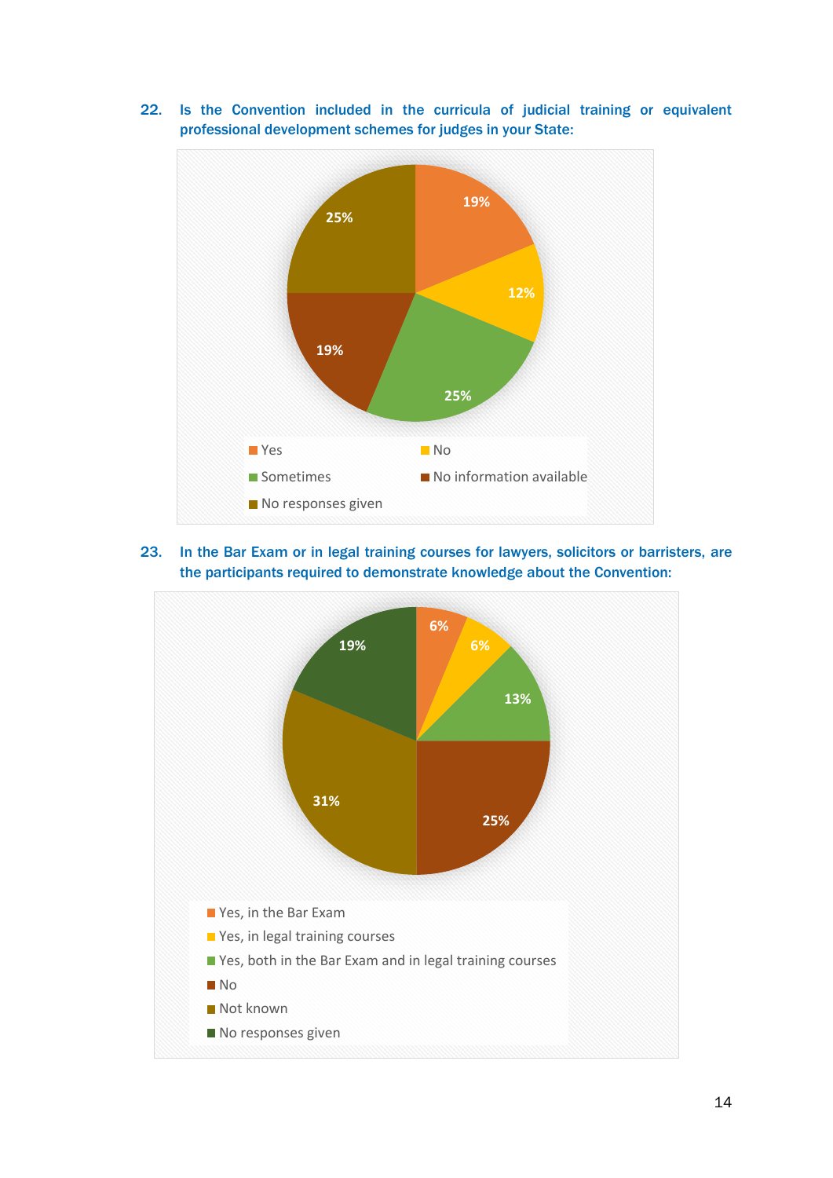22. **Is the Convention included in the curricula of judicial training or equivalent professional development schemes for judges in your State:**

| Response | Percentage |
| --- | --- |
| Yes | 19% |
| No | 12% |
| Sometimes | 25% |
| No information available | 19% |
| No responses given | 25% |

23. **In the Bar Exam or in legal training courses for lawyers, solicitors or barristers, are the participants required to demonstrate knowledge about the Convention:**

| Response | Percentage |
| --- | --- |
| Yes, in the Bar Exam | 6% |
| Yes, in legal training courses | 6% |
| Yes, both in the Bar Exam and in legal training courses | 13% |
| No | 25% |
| Not known | 31% |
| No responses given | 19% |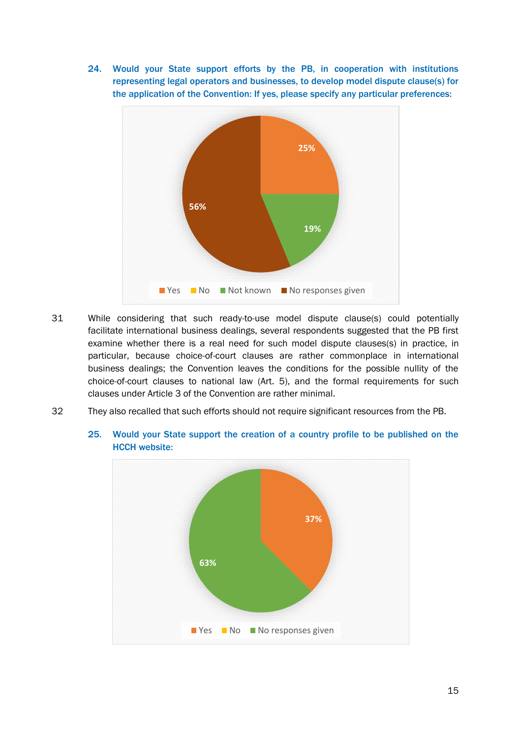**24. Would your State support efforts by the PB, in cooperation with institutions representing legal operators and businesses, to develop model dispute clause(s) for the application of the Convention: If yes, please specify any particular preferences:**

| Response | Percentage |
|---|---|
| Yes | 25% |
| No | |
| Not known | 19% |
| No responses given | 56% |

31 While considering that such ready-to-use model dispute clause(s) could potentially facilitate international business dealings, several respondents suggested that the PB first examine whether there is a real need for such model dispute clauses(s) in practice, in particular, because choice-of-court clauses are rather commonplace in international business dealings; the Convention leaves the conditions for the possible nullity of the choice-of-court clauses to national law (Art. 5), and the formal requirements for such clauses under Article 3 of the Convention are rather minimal.

32 They also recalled that such efforts should not require significant resources from the PB.

**25. Would your State support the creation of a country profile to be published on the HCCH website:**

| Response | Percentage |
|---|---|
| Yes | 37% |
| No | |
| No responses given | 63% |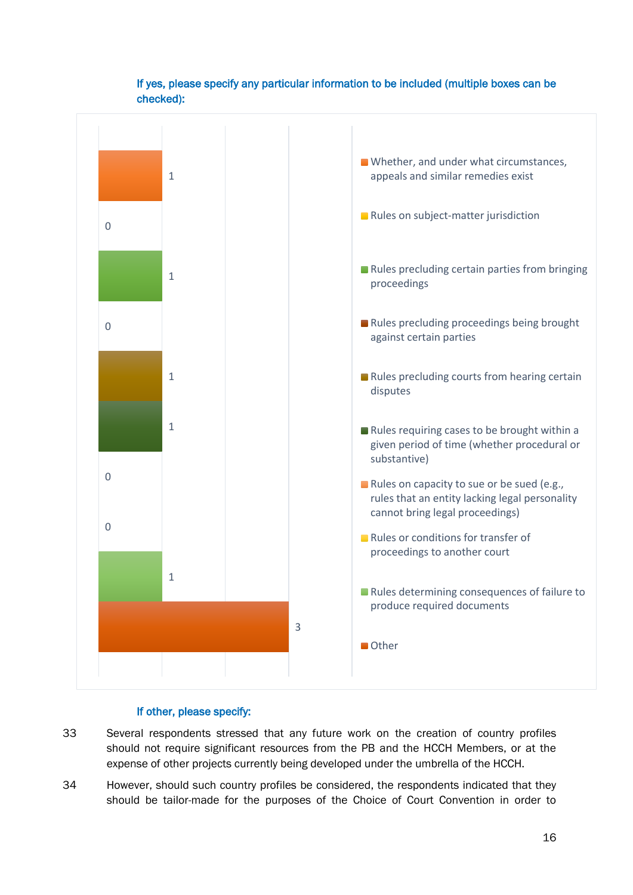**If yes, please specify any particular information to be included (multiple boxes can be checked):**

| Category | Count |
|---|---|
| Whether, and under what circumstances, appeals and similar remedies exist | 1 |
| Rules on subject-matter jurisdiction | 0 |
| Rules precluding certain parties from bringing proceedings | 1 |
| Rules precluding proceedings being brought against certain parties | 0 |
| Rules precluding courts from hearing certain disputes | 1 |
| Rules requiring cases to be brought within a given period of time (whether procedural or substantive) | 1 |
| Rules on capacity to sue or be sued (e.g., rules that an entity lacking legal personality cannot bring legal proceedings) | 0 |
| Rules or conditions for transfer of proceedings to another court | 0 |
| Rules determining consequences of failure to produce required documents | 1 |
| Other | 3 |

**If other, please specify:**

33 Several respondents stressed that any future work on the creation of country profiles should not require significant resources from the PB and the HCCH Members, or at the expense of other projects currently being developed under the umbrella of the HCCH.

34 However, should such country profiles be considered, the respondents indicated that they should be tailor-made for the purposes of the Choice of Court Convention in order to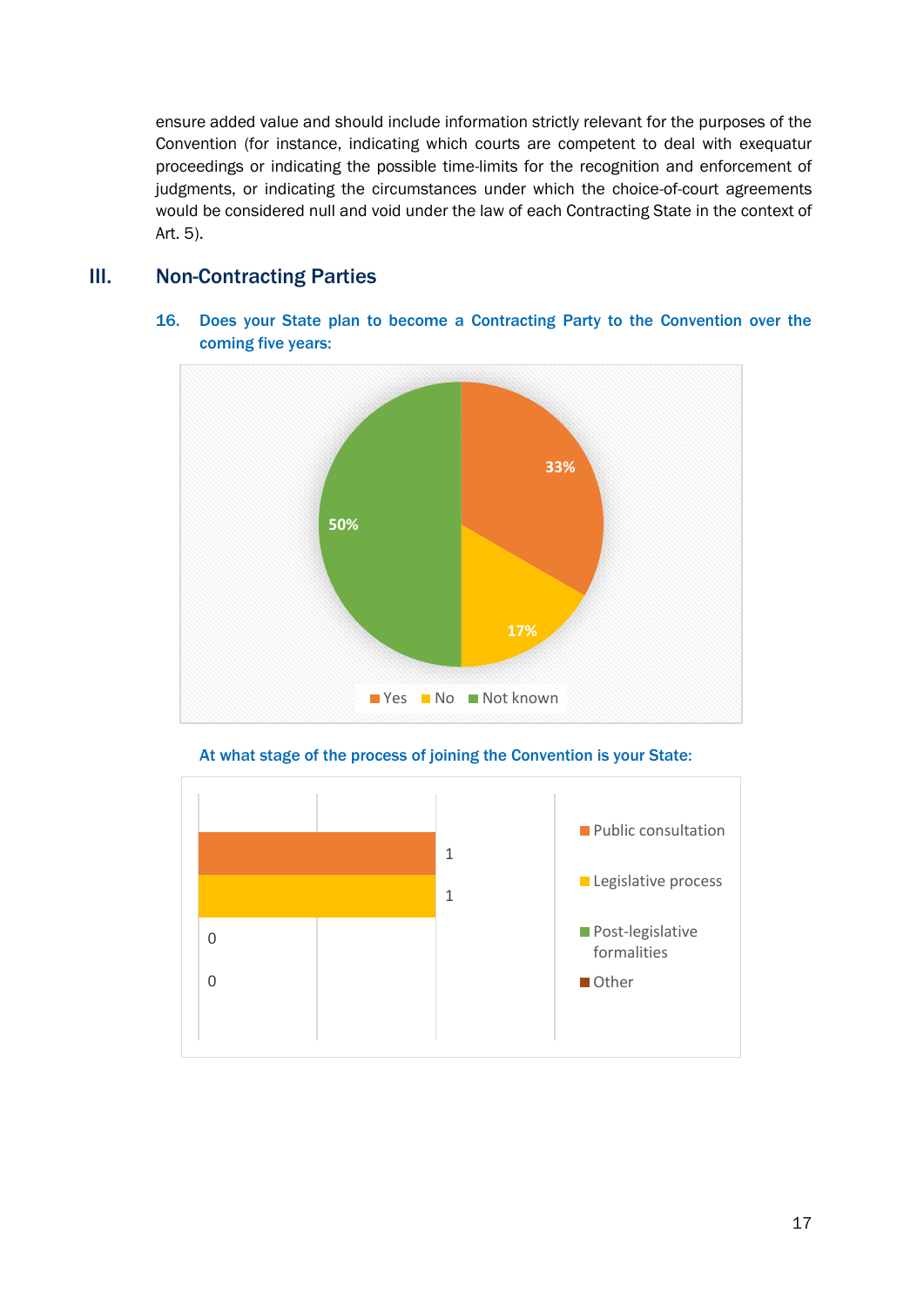ensure added value and should include information strictly relevant for the purposes of the Convention (for instance, indicating which courts are competent to deal with exequatur proceedings or indicating the possible time-limits for the recognition and enforcement of judgments, or indicating the circumstances under which the choice-of-court agreements would be considered null and void under the law of each Contracting State in the context of Art. 5).

## III. Non-Contracting Parties

**16. Does your State plan to become a Contracting Party to the Convention over the coming five years:**

| Response | Share |
|---|---|
| Yes | 33% |
| No | 17% |
| Not known | 50% |

**At what stage of the process of joining the Convention is your State:**

| Stage | Count |
|---|---|
| Public consultation | 1 |
| Legislative process | 1 |
| Post-legislative formalities | 0 |
| Other | 0 |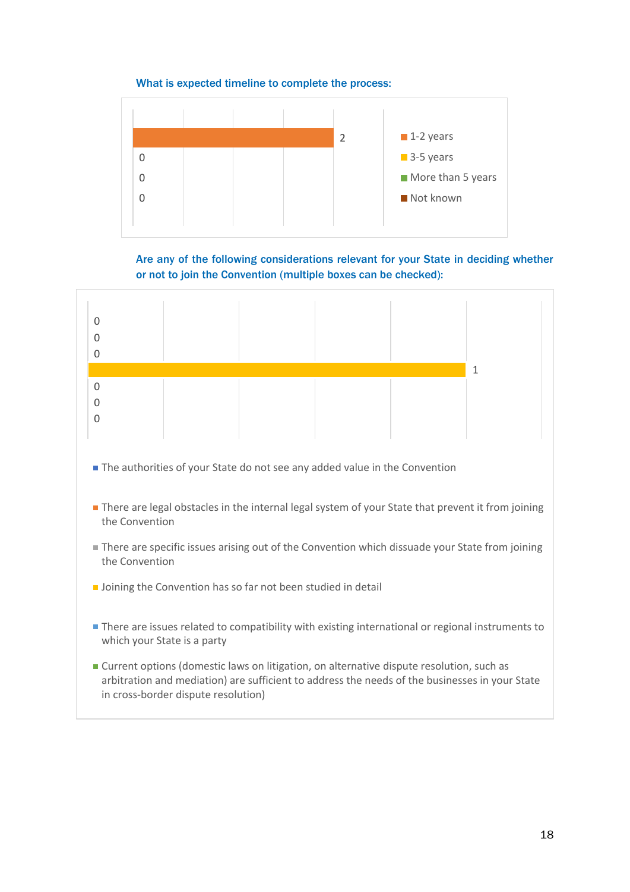What is expected timeline to complete the process:

| Response | Count |
| --- | --- |
| 1-2 years | 2 |
| 3-5 years | 0 |
| More than 5 years | 0 |
| Not known | 0 |

Are any of the following considerations relevant for your State in deciding whether or not to join the Convention (multiple boxes can be checked):

| Consideration | Count |
| --- | --- |
| The authorities of your State do not see any added value in the Convention | 0 |
| There are legal obstacles in the internal legal system of your State that prevent it from joining the Convention | 0 |
| There are specific issues arising out of the Convention which dissuade your State from joining the Convention | 0 |
| Joining the Convention has so far not been studied in detail | 1 |
| There are issues related to compatibility with existing international or regional instruments to which your State is a party | 0 |
| Current options (domestic laws on litigation, on alternative dispute resolution, such as arbitration and mediation) are sufficient to address the needs of the businesses in your State in cross-border dispute resolution) | 0 |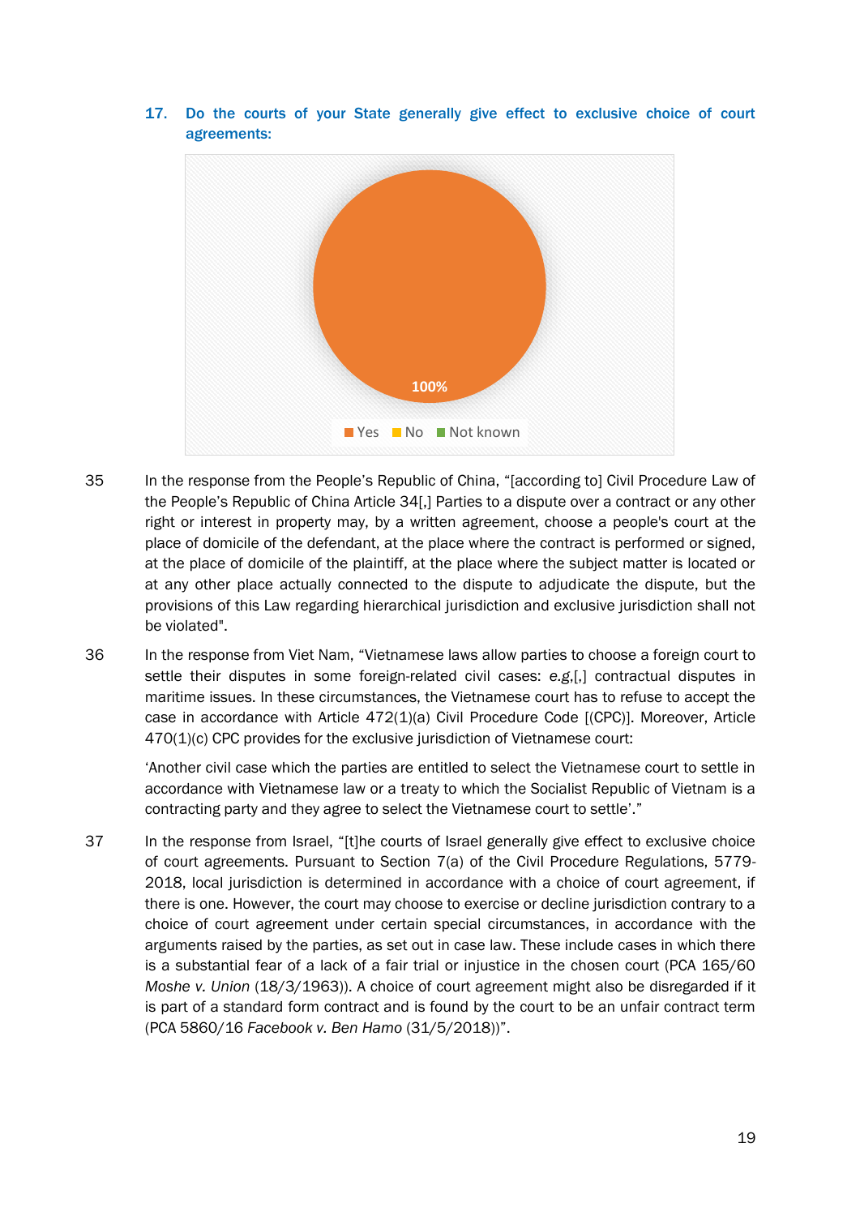### 17. Do the courts of your State generally give effect to exclusive choice of court agreements:

100%

Yes No Not known

35 In the response from the People's Republic of China, "[according to] Civil Procedure Law of the People's Republic of China Article 34[,] Parties to a dispute over a contract or any other right or interest in property may, by a written agreement, choose a people's court at the place of domicile of the defendant, at the place where the contract is performed or signed, at the place of domicile of the plaintiff, at the place where the subject matter is located or at any other place actually connected to the dispute to adjudicate the dispute, but the provisions of this Law regarding hierarchical jurisdiction and exclusive jurisdiction shall not be violated".

36 In the response from Viet Nam, "Vietnamese laws allow parties to choose a foreign court to settle their disputes in some foreign-related civil cases: *e.g*,[,] contractual disputes in maritime issues. In these circumstances, the Vietnamese court has to refuse to accept the case in accordance with Article 472(1)(a) Civil Procedure Code [(CPC)]. Moreover, Article 470(1)(c) CPC provides for the exclusive jurisdiction of Vietnamese court:

'Another civil case which the parties are entitled to select the Vietnamese court to settle in accordance with Vietnamese law or a treaty to which the Socialist Republic of Vietnam is a contracting party and they agree to select the Vietnamese court to settle'."

37 In the response from Israel, "[t]he courts of Israel generally give effect to exclusive choice of court agreements. Pursuant to Section 7(a) of the Civil Procedure Regulations, 5779-2018, local jurisdiction is determined in accordance with a choice of court agreement, if there is one. However, the court may choose to exercise or decline jurisdiction contrary to a choice of court agreement under certain special circumstances, in accordance with the arguments raised by the parties, as set out in case law. These include cases in which there is a substantial fear of a lack of a fair trial or injustice in the chosen court (PCA 165/60 *Moshe v. Union* (18/3/1963)). A choice of court agreement might also be disregarded if it is part of a standard form contract and is found by the court to be an unfair contract term (PCA 5860/16 *Facebook v. Ben Hamo* (31/5/2018))".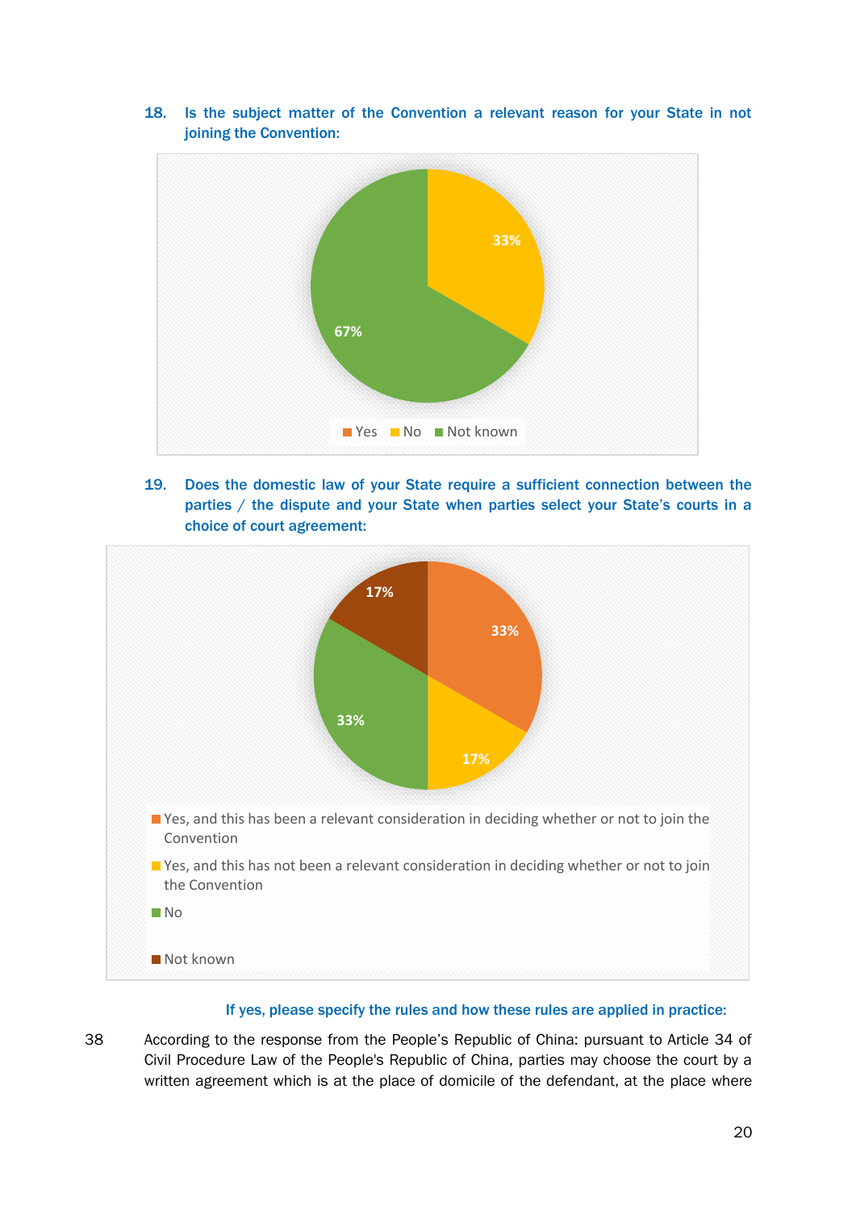18. **Is the subject matter of the Convention a relevant reason for your State in not joining the Convention:**

| Response | Percentage |
|---|---|
| Yes | |
| No | 33% |
| Not known | 67% |

19. **Does the domestic law of your State require a sufficient connection between the parties / the dispute and your State when parties select your State's courts in a choice of court agreement:**

| Response | Percentage |
|---|---|
| Yes, and this has been a relevant consideration in deciding whether or not to join the Convention | 33% |
| Yes, and this has not been a relevant consideration in deciding whether or not to join the Convention | 17% |
| No | 33% |
| Not known | 17% |

**If yes, please specify the rules and how these rules are applied in practice:**

38 According to the response from the People's Republic of China: pursuant to Article 34 of Civil Procedure Law of the People's Republic of China, parties may choose the court by a written agreement which is at the place of domicile of the defendant, at the place where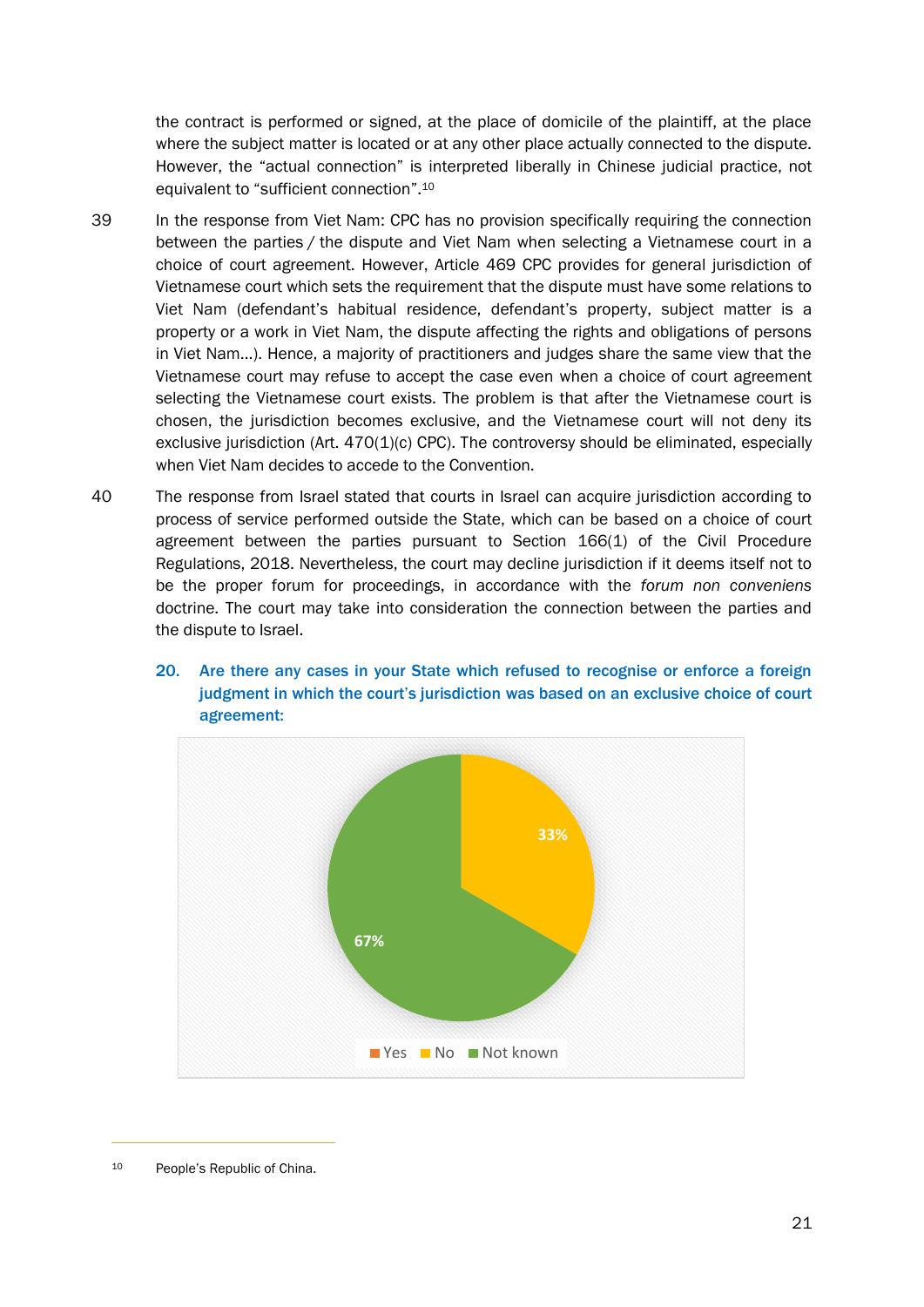the contract is performed or signed, at the place of domicile of the plaintiff, at the place where the subject matter is located or at any other place actually connected to the dispute. However, the "actual connection" is interpreted liberally in Chinese judicial practice, not equivalent to "sufficient connection".[10]

39 In the response from Viet Nam: CPC has no provision specifically requiring the connection between the parties / the dispute and Viet Nam when selecting a Vietnamese court in a choice of court agreement. However, Article 469 CPC provides for general jurisdiction of Vietnamese court which sets the requirement that the dispute must have some relations to Viet Nam (defendant's habitual residence, defendant's property, subject matter is a property or a work in Viet Nam, the dispute affecting the rights and obligations of persons in Viet Nam…). Hence, a majority of practitioners and judges share the same view that the Vietnamese court may refuse to accept the case even when a choice of court agreement selecting the Vietnamese court exists. The problem is that after the Vietnamese court is chosen, the jurisdiction becomes exclusive, and the Vietnamese court will not deny its exclusive jurisdiction (Art. 470(1)(c) CPC). The controversy should be eliminated, especially when Viet Nam decides to accede to the Convention.

40 The response from Israel stated that courts in Israel can acquire jurisdiction according to process of service performed outside the State, which can be based on a choice of court agreement between the parties pursuant to Section 166(1) of the Civil Procedure Regulations, 2018. Nevertheless, the court may decline jurisdiction if it deems itself not to be the proper forum for proceedings, in accordance with the *forum non conveniens* doctrine. The court may take into consideration the connection between the parties and the dispute to Israel.

### 20. Are there any cases in your State which refused to recognise or enforce a foreign judgment in which the court's jurisdiction was based on an exclusive choice of court agreement:

| Response | Share |
|---|---|
| Yes | |
| No | 33% |
| Not known | 67% |

[10] People's Republic of China.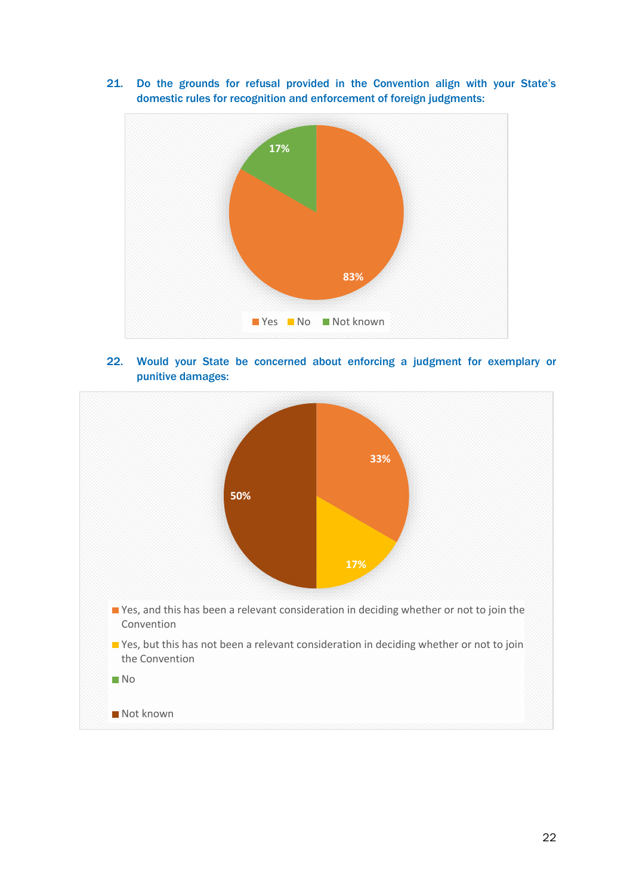21. **Do the grounds for refusal provided in the Convention align with your State's domestic rules for recognition and enforcement of foreign judgments:**

17%

83%

Yes No Not known

22. **Would your State be concerned about enforcing a judgment for exemplary or punitive damages:**

33%

50%

17%

- Yes, and this has been a relevant consideration in deciding whether or not to join the Convention
- Yes, but this has not been a relevant consideration in deciding whether or not to join the Convention
- No
- Not known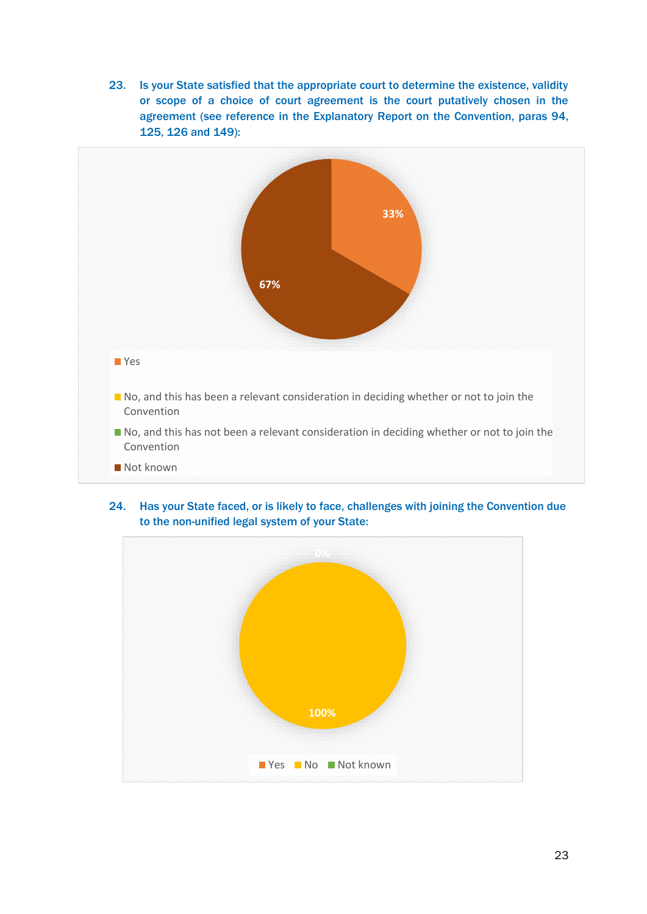23. Is your State satisfied that the appropriate court to determine the existence, validity or scope of a choice of court agreement is the court putatively chosen in the agreement (see reference in the Explanatory Report on the Convention, paras 94, 125, 126 and 149):

33%

67%

- Yes
- No, and this has been a relevant consideration in deciding whether or not to join the Convention
- No, and this has not been a relevant consideration in deciding whether or not to join the Convention
- Not known

24. Has your State faced, or is likely to face, challenges with joining the Convention due to the non-unified legal system of your State:

0%

100%

- Yes
- No
- Not known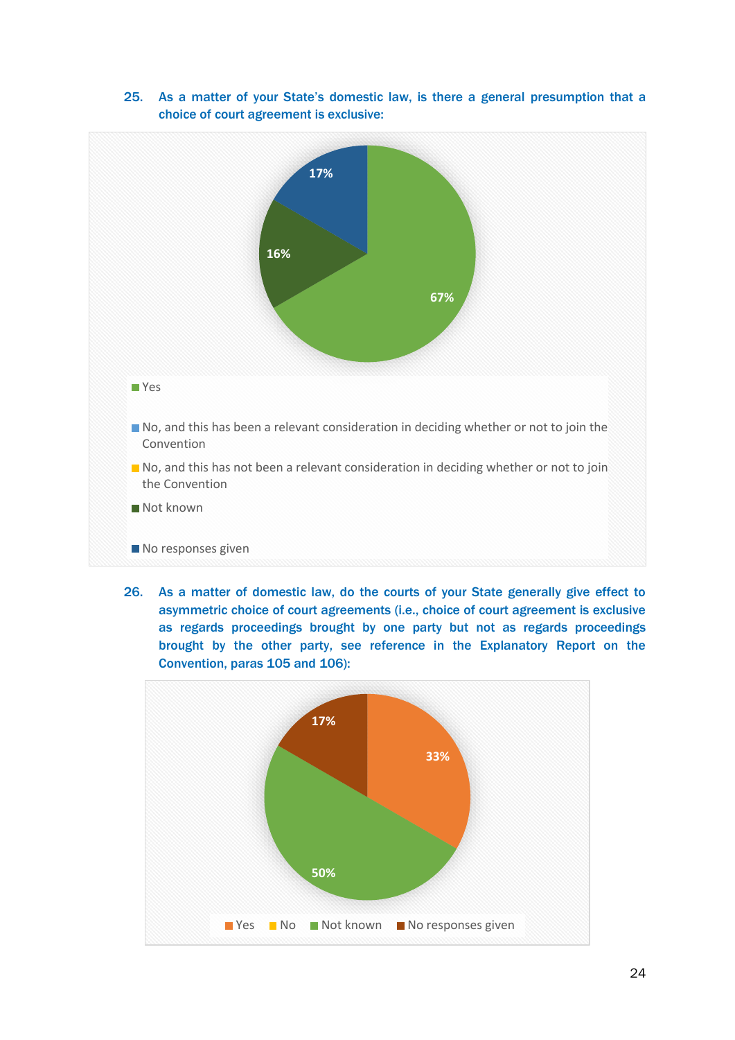25. **As a matter of your State's domestic law, is there a general presumption that a choice of court agreement is exclusive:**

- Yes: 67%
- No, and this has been a relevant consideration in deciding whether or not to join the Convention
- No, and this has not been a relevant consideration in deciding whether or not to join the Convention
- Not known: 16%
- No responses given: 17%

26. **As a matter of domestic law, do the courts of your State generally give effect to asymmetric choice of court agreements (i.e., choice of court agreement is exclusive as regards proceedings brought by one party but not as regards proceedings brought by the other party, see reference in the Explanatory Report on the Convention, paras 105 and 106):**

- Yes: 33%
- No
- Not known: 50%
- No responses given: 17%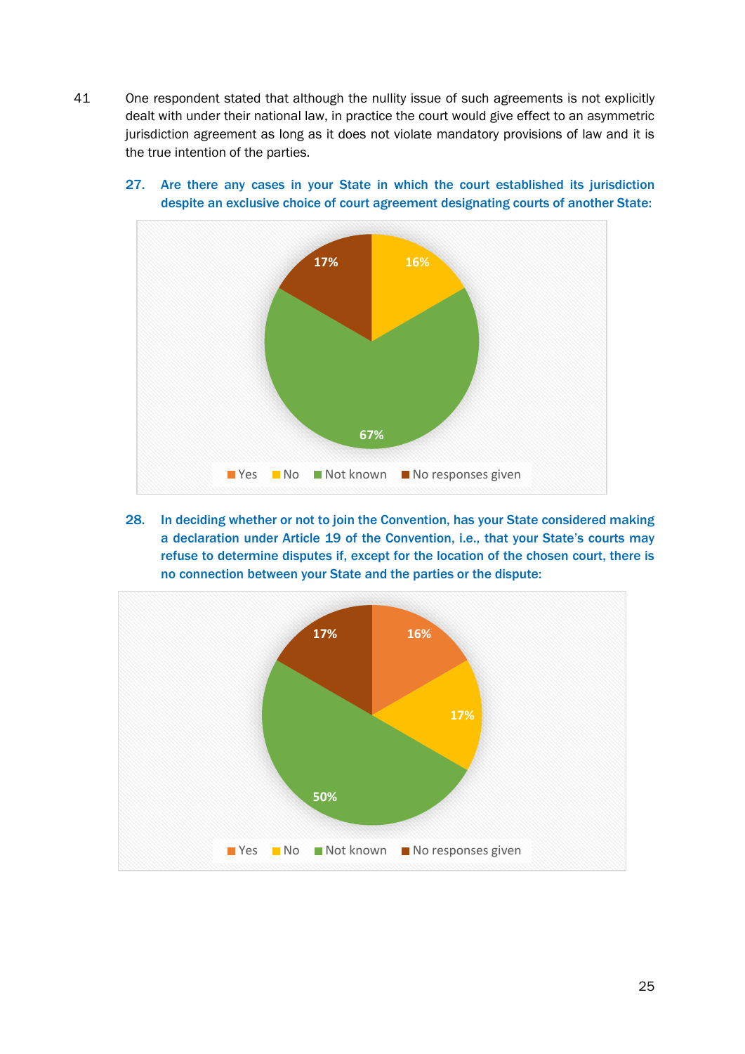41 One respondent stated that although the nullity issue of such agreements is not explicitly dealt with under their national law, in practice the court would give effect to an asymmetric jurisdiction agreement as long as it does not violate mandatory provisions of law and it is the true intention of the parties.

**27. Are there any cases in your State in which the court established its jurisdiction despite an exclusive choice of court agreement designating courts of another State:**

| Response | Percentage |
|---|---|
| Yes | |
| No | 16% |
| Not known | 67% |
| No responses given | 17% |

**28. In deciding whether or not to join the Convention, has your State considered making a declaration under Article 19 of the Convention, i.e., that your State's courts may refuse to determine disputes if, except for the location of the chosen court, there is no connection between your State and the parties or the dispute:**

| Response | Percentage |
|---|---|
| Yes | 16% |
| No | 17% |
| Not known | 50% |
| No responses given | 17% |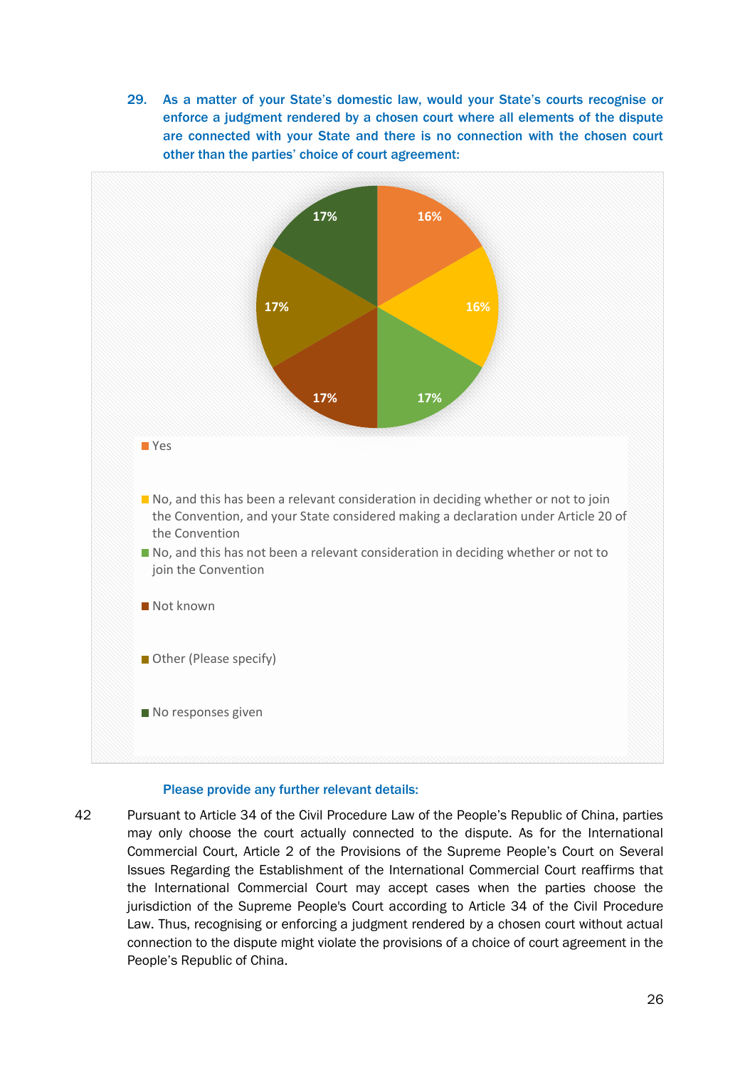29. **As a matter of your State's domestic law, would your State's courts recognise or enforce a judgment rendered by a chosen court where all elements of the dispute are connected with your State and there is no connection with the chosen court other than the parties' choice of court agreement:**

| Response | Percentage |
|---|---|
| Yes | 16% |
| No, and this has been a relevant consideration in deciding whether or not to join the Convention, and your State considered making a declaration under Article 20 of the Convention | 16% |
| No, and this has not been a relevant consideration in deciding whether or not to join the Convention | 17% |
| Not known | 17% |
| Other (Please specify) | 17% |
| No responses given | 17% |

**Please provide any further relevant details:**

42 Pursuant to Article 34 of the Civil Procedure Law of the People's Republic of China, parties may only choose the court actually connected to the dispute. As for the International Commercial Court, Article 2 of the Provisions of the Supreme People's Court on Several Issues Regarding the Establishment of the International Commercial Court reaffirms that the International Commercial Court may accept cases when the parties choose the jurisdiction of the Supreme People's Court according to Article 34 of the Civil Procedure Law. Thus, recognising or enforcing a judgment rendered by a chosen court without actual connection to the dispute might violate the provisions of a choice of court agreement in the People's Republic of China.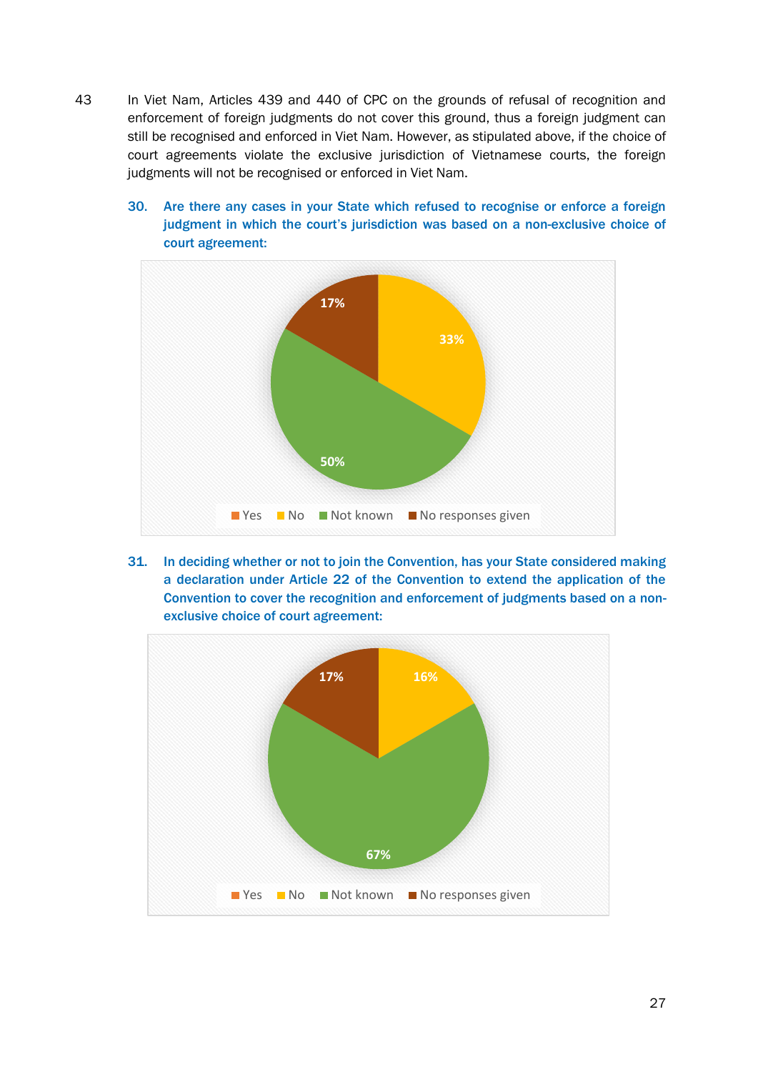43 In Viet Nam, Articles 439 and 440 of CPC on the grounds of refusal of recognition and enforcement of foreign judgments do not cover this ground, thus a foreign judgment can still be recognised and enforced in Viet Nam. However, as stipulated above, if the choice of court agreements violate the exclusive jurisdiction of Vietnamese courts, the foreign judgments will not be recognised or enforced in Viet Nam.

### 30. Are there any cases in your State which refused to recognise or enforce a foreign judgment in which the court's jurisdiction was based on a non-exclusive choice of court agreement:

| Response | Percentage |
|---|---|
| Yes | |
| No | 33% |
| Not known | 50% |
| No responses given | 17% |

### 31. In deciding whether or not to join the Convention, has your State considered making a declaration under Article 22 of the Convention to extend the application of the Convention to cover the recognition and enforcement of judgments based on a non-exclusive choice of court agreement:

| Response | Percentage |
|---|---|
| Yes | |
| No | 16% |
| Not known | 67% |
| No responses given | 17% |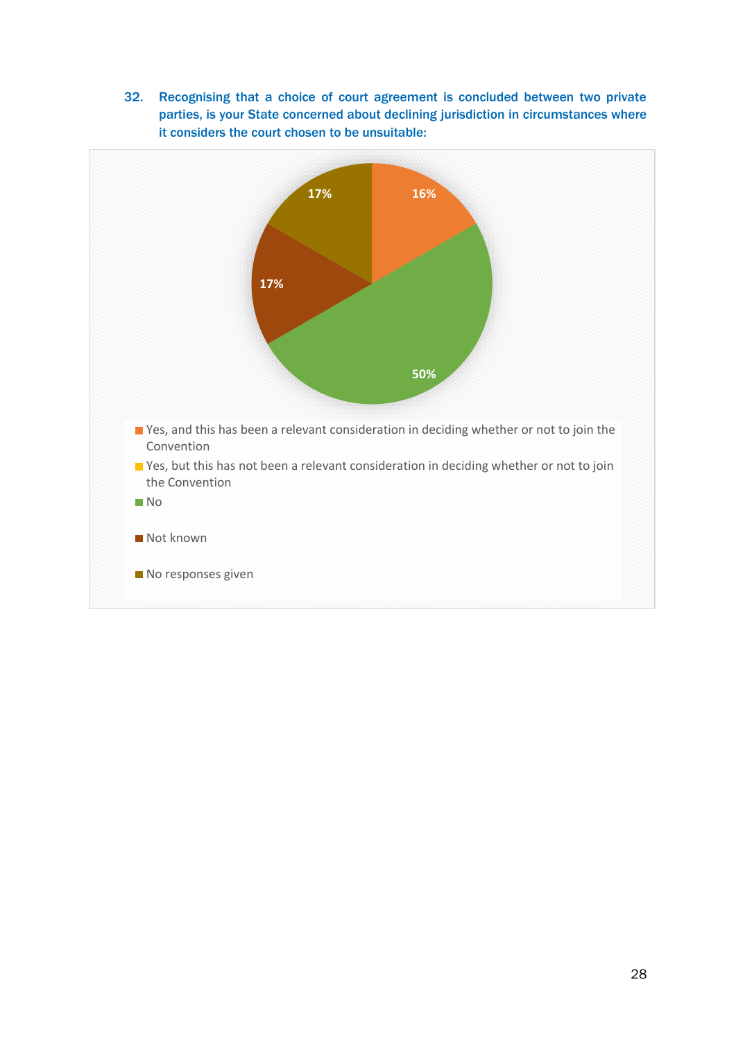32. **Recognising that a choice of court agreement is concluded between two private parties, is your State concerned about declining jurisdiction in circumstances where it considers the court chosen to be unsuitable:**

17%

16%

17%

50%

- Yes, and this has been a relevant consideration in deciding whether or not to join the Convention
- Yes, but this has not been a relevant consideration in deciding whether or not to join the Convention
- No
- Not known
- No responses given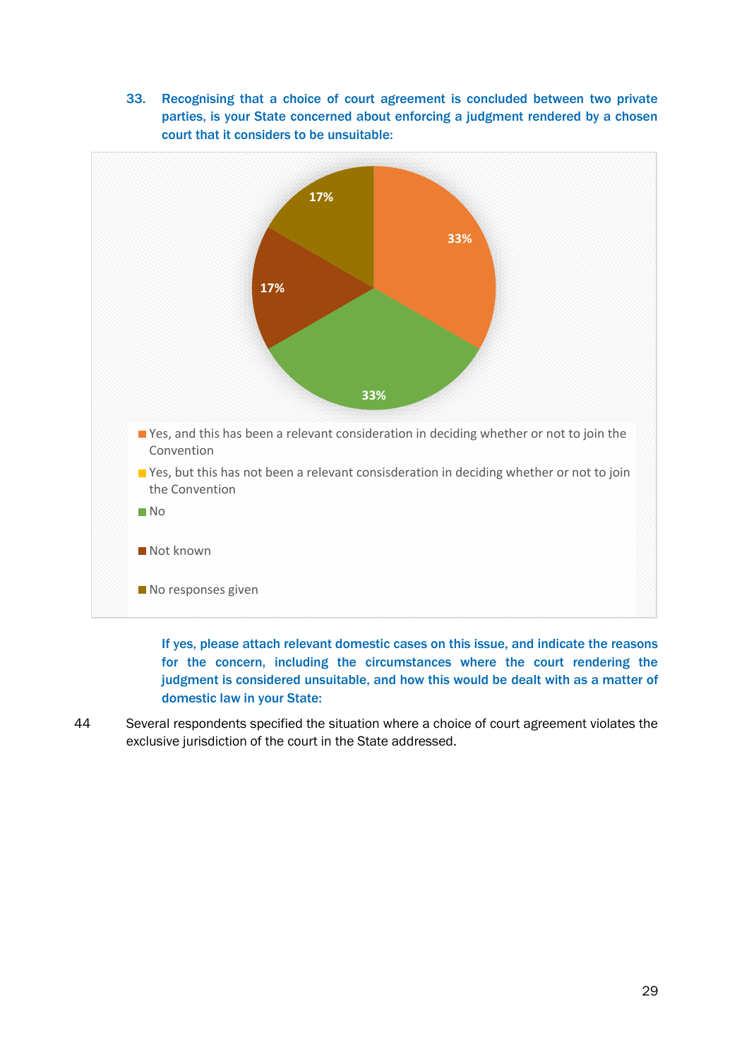33. **Recognising that a choice of court agreement is concluded between two private parties, is your State concerned about enforcing a judgment rendered by a chosen court that it considers to be unsuitable:**

17%
33%
17%
33%

Yes, and this has been a relevant consideration in deciding whether or not to join the Convention
Yes, but this has not been a relevant consisderation in deciding whether or not to join the Convention
No
Not known
No responses given

**If yes, please attach relevant domestic cases on this issue, and indicate the reasons for the concern, including the circumstances where the court rendering the judgment is considered unsuitable, and how this would be dealt with as a matter of domestic law in your State:**

44 Several respondents specified the situation where a choice of court agreement violates the exclusive jurisdiction of the court in the State addressed.